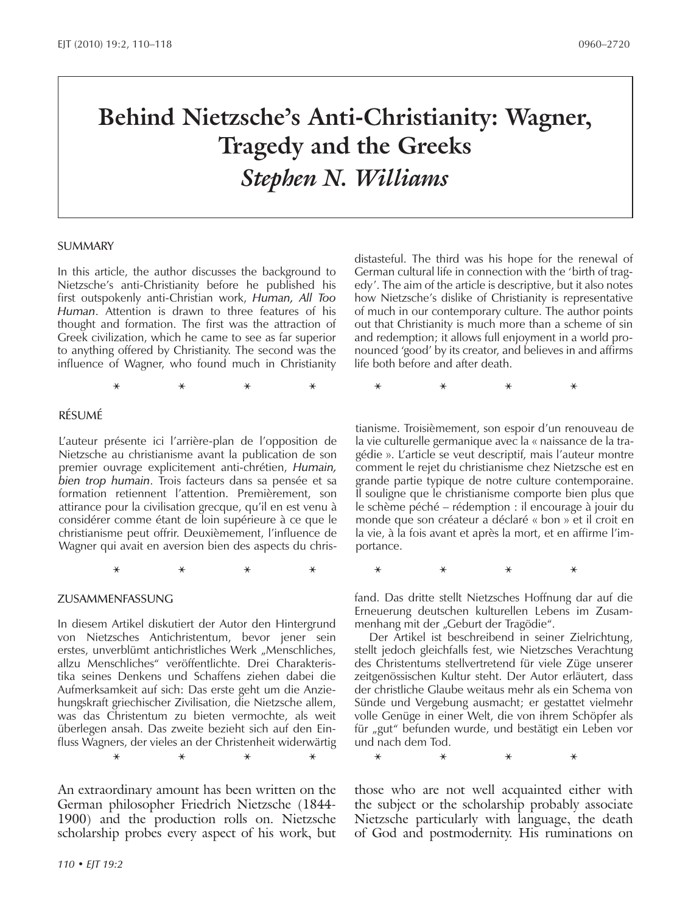# Behind Nietzsche's Anti-Christianity: Wagner, Tragedy and the Greeks

## *Stephen N. Williams*

### SUMMARY

In this article, the author discusses the background to Nietzsche's anti-Christianity before he published his first outspokenly anti-Christian work, *Human, All Too Human*. Attention is drawn to three features of his thought and formation. The first was the attraction of Greek civilization, which he came to see as far superior to anything offered by Christianity. The second was the influence of Wagner, who found much in Christianity distasteful. The third was his hope for the renewal of German cultural life in connection with the 'birth of tragedy'. The aim of the article is descriptive, but it also notes how Nietzsche's dislike of Christianity is representative of much in our contemporary culture. The author points out that Christianity is much more than a scheme of sin and redemption; it allows full enjoyment in a world pronounced 'good' by its creator, and believes in and affirms life both before and after death.

\* \* \* \* \* \* \* \*

### RÉSUMÉ

L'auteur présente ici l'arrière-plan de l'opposition de Nietzsche au christianisme avant la publication de son premier ouvrage explicitement anti-chrétien, *Humain, bien trop humain*. Trois facteurs dans sa pensée et sa formation retiennent l'attention. Premièrement, son attirance pour la civilisation grecque, qu'il en est venu à considérer comme étant de loin supérieure à ce que le christianisme peut offrir. Deuxièmement, l'influence de Wagner qui avait en aversion bien des aspects du christianisme. Troisièmement, son espoir d'un renouveau de la vie culturelle germanique avec la « naissance de la tragédie ». L'article se veut descriptif, mais l'auteur montre comment le rejet du christianisme chez Nietzsche est en grande partie typique de notre culture contemporaine. Il souligne que le christianisme comporte bien plus que le schème péché – rédemption : il encourage à jouir du monde que son créateur a déclaré « bon » et il croit en la vie, à la fois avant et après la mort, et en affirme l'importance.

\* \* \* \* \* \* \* \*

### ZUSAMMENFASSUNG

In diesem Artikel diskutiert der Autor den Hintergrund von Nietzsches Antichristentum, bevor jener sein erstes, unverblümt antichristliches Werk „Menschliches, allzu Menschliches" veröffentlichte. Drei Charakteristika seines Denkens und Schaffens ziehen dabei die Aufmerksamkeit auf sich: Das erste geht um die Anziehungskraft griechischer Zivilisation, die Nietzsche allem, was das Christentum zu bieten vermochte, als weit überlegen ansah. Das zweite bezieht sich auf den Einfluss Wagners, der vieles an der Christenheit widerwärtig fand. Das dritte stellt Nietzsches Hoffnung dar auf die Erneuerung deutschen kulturellen Lebens im Zusammenhang mit der „Geburt der Tragödie".

Der Artikel ist beschreibend in seiner Zielrichtung, stellt jedoch gleichfalls fest, wie Nietzsches Verachtung des Christentums stellvertretend für viele Züge unserer zeitgenössischen Kultur steht. Der Autor erläutert, dass der christliche Glaube weitaus mehr als ein Schema von Sünde und Vergebung ausmacht; er gestattet vielmehr volle Genüge in einer Welt, die von ihrem Schöpfer als für „gut" befunden wurde, und bestätigt ein Leben vor und nach dem Tod.

\* \* \* \* \* \* \* \*

An extraordinary amount has been written on the German philosopher Friedrich Nietzsche (1844-1900) and the production rolls on. Nietzsche scholarship probes every aspect of his work, but those who are not well acquainted either with the subject or the scholarship probably associate Nietzsche particularly with language, the death of God and postmodernity. His ruminations on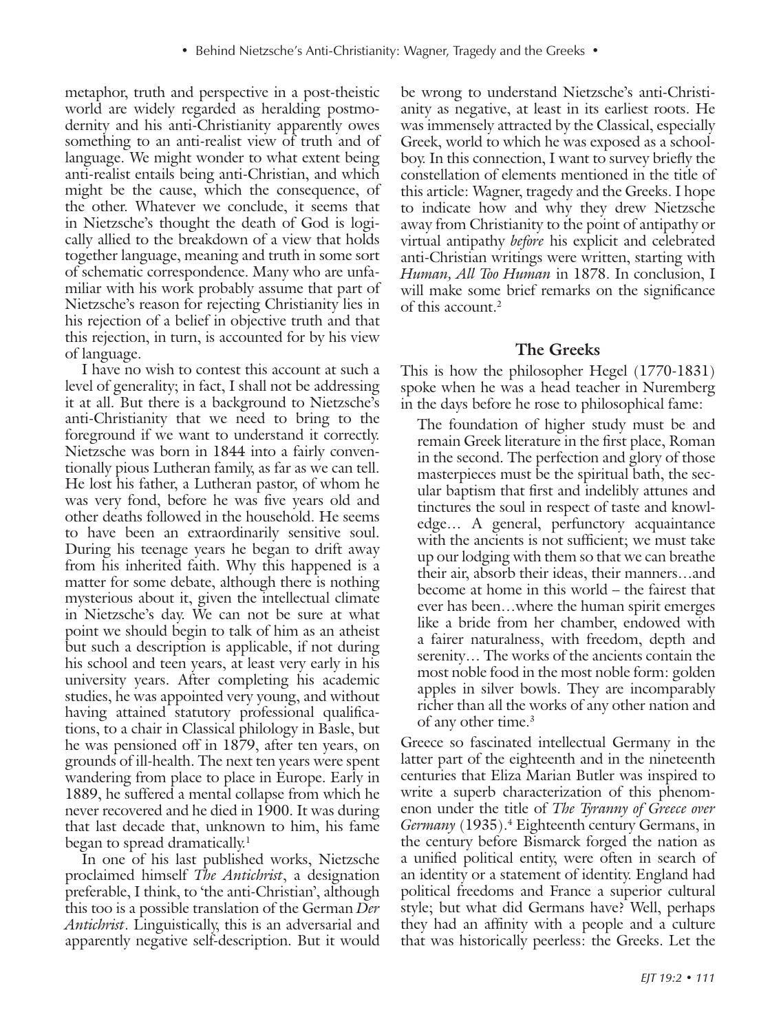metaphor, truth and perspective in a post-theistic world are widely regarded as heralding postmodernity and his anti-Christianity apparently owes something to an anti-realist view of truth and of language. We might wonder to what extent being anti-realist entails being anti-Christian, and which might be the cause, which the consequence, of the other. Whatever we conclude, it seems that in Nietzsche's thought the death of God is logically allied to the breakdown of a view that holds together language, meaning and truth in some sort of schematic correspondence. Many who are unfamiliar with his work probably assume that part of Nietzsche's reason for rejecting Christianity lies in his rejection of a belief in objective truth and that this rejection, in turn, is accounted for by his view of language.

I have no wish to contest this account at such a level of generality; in fact, I shall not be addressing it at all. But there is a background to Nietzsche's anti-Christianity that we need to bring to the foreground if we want to understand it correctly. Nietzsche was born in 1844 into a fairly conventionally pious Lutheran family, as far as we can tell. He lost his father, a Lutheran pastor, of whom he was very fond, before he was five years old and other deaths followed in the household. He seems to have been an extraordinarily sensitive soul. During his teenage years he began to drift away from his inherited faith. Why this happened is a matter for some debate, although there is nothing mysterious about it, given the intellectual climate in Nietzsche's day. We can not be sure at what point we should begin to talk of him as an atheist but such a description is applicable, if not during his school and teen years, at least very early in his university years. After completing his academic studies, he was appointed very young, and without having attained statutory professional qualifications, to a chair in Classical philology in Basle, but he was pensioned off in 1879, after ten years, on grounds of ill-health. The next ten years were spent wandering from place to place in Europe. Early in 1889, he suffered a mental collapse from which he never recovered and he died in 1900. It was during that last decade that, unknown to him, his fame began to spread dramatically.[1]

In one of his last published works, Nietzsche proclaimed himself *The Antichrist*, a designation preferable, I think, to 'the anti-Christian', although this too is a possible translation of the German *Der Antichrist*. Linguistically, this is an adversarial and apparently negative self-description. But it would be wrong to understand Nietzsche's anti-Christianity as negative, at least in its earliest roots. He was immensely attracted by the Classical, especially Greek, world to which he was exposed as a schoolboy. In this connection, I want to survey briefly the constellation of elements mentioned in the title of this article: Wagner, tragedy and the Greeks. I hope to indicate how and why they drew Nietzsche away from Christianity to the point of antipathy or virtual antipathy *before* his explicit and celebrated anti-Christian writings were written, starting with *Human, All Too Human* in 1878. In conclusion, I will make some brief remarks on the significance of this account.[2]

## The Greeks

This is how the philosopher Hegel (1770-1831) spoke when he was a head teacher in Nuremberg in the days before he rose to philosophical fame:

> The foundation of higher study must be and remain Greek literature in the first place, Roman in the second. The perfection and glory of those masterpieces must be the spiritual bath, the secular baptism that first and indelibly attunes and tinctures the soul in respect of taste and knowledge… A general, perfunctory acquaintance with the ancients is not sufficient; we must take up our lodging with them so that we can breathe their air, absorb their ideas, their manners…and become at home in this world – the fairest that ever has been…where the human spirit emerges like a bride from her chamber, endowed with a fairer naturalness, with freedom, depth and serenity… The works of the ancients contain the most noble food in the most noble form: golden apples in silver bowls. They are incomparably richer than all the works of any other nation and of any other time.[3]

Greece so fascinated intellectual Germany in the latter part of the eighteenth and in the nineteenth centuries that Eliza Marian Butler was inspired to write a superb characterization of this phenomenon under the title of *The Tyranny of Greece over Germany* (1935).[4] Eighteenth century Germans, in the century before Bismarck forged the nation as a unified political entity, were often in search of an identity or a statement of identity. England had political freedoms and France a superior cultural style; but what did Germans have? Well, perhaps they had an affinity with a people and a culture that was historically peerless: the Greeks. Let the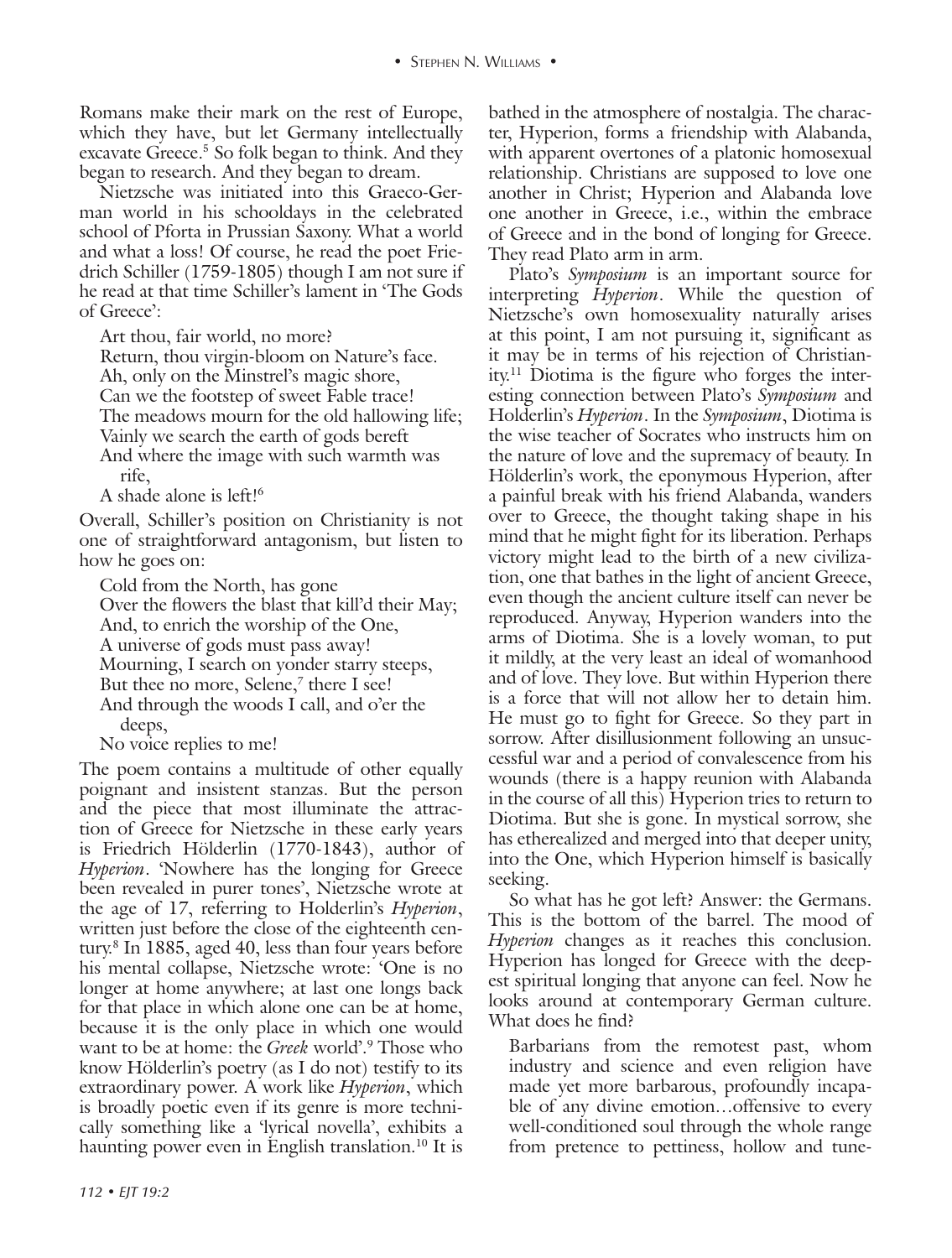Romans make their mark on the rest of Europe, which they have, but let Germany intellectually excavate Greece.[5] So folk began to think. And they began to research. And they began to dream.

Nietzsche was initiated into this Graeco-German world in his schooldays in the celebrated school of Pforta in Prussian Saxony. What a world and what a loss! Of course, he read the poet Friedrich Schiller (1759-1805) though I am not sure if he read at that time Schiller's lament in 'The Gods of Greece':

> Art thou, fair world, no more?
> Return, thou virgin-bloom on Nature's face.
> Ah, only on the Minstrel's magic shore,
> Can we the footstep of sweet Fable trace!
> The meadows mourn for the old hallowing life;
> Vainly we search the earth of gods bereft
> And where the image with such warmth was rife,
> A shade alone is left![6]

Overall, Schiller's position on Christianity is not one of straightforward antagonism, but listen to how he goes on:

> Cold from the North, has gone
> Over the flowers the blast that kill'd their May;
> And, to enrich the worship of the One,
> A universe of gods must pass away!
> Mourning, I search on yonder starry steeps,
> But thee no more, Selene,[7] there I see!
> And through the woods I call, and o'er the deeps,
> No voice replies to me!

The poem contains a multitude of other equally poignant and insistent stanzas. But the person and the piece that most illuminate the attraction of Greece for Nietzsche in these early years is Friedrich Hölderlin (1770-1843), author of *Hyperion*. 'Nowhere has the longing for Greece been revealed in purer tones', Nietzsche wrote at the age of 17, referring to Holderlin's *Hyperion*, written just before the close of the eighteenth century.[8] In 1885, aged 40, less than four years before his mental collapse, Nietzsche wrote: 'One is no longer at home anywhere; at last one longs back for that place in which alone one can be at home, because it is the only place in which one would want to be at home: the *Greek* world'.[9] Those who know Hölderlin's poetry (as I do not) testify to its extraordinary power. A work like *Hyperion*, which is broadly poetic even if its genre is more technically something like a 'lyrical novella', exhibits a haunting power even in English translation.[10] It is bathed in the atmosphere of nostalgia. The character, Hyperion, forms a friendship with Alabanda, with apparent overtones of a platonic homosexual relationship. Christians are supposed to love one another in Christ; Hyperion and Alabanda love one another in Greece, i.e., within the embrace of Greece and in the bond of longing for Greece. They read Plato arm in arm.

Plato's *Symposium* is an important source for interpreting *Hyperion*. While the question of Nietzsche's own homosexuality naturally arises at this point, I am not pursuing it, significant as it may be in terms of his rejection of Christianity.[11] Diotima is the figure who forges the interesting connection between Plato's *Symposium* and Holderlin's *Hyperion*. In the *Symposium*, Diotima is the wise teacher of Socrates who instructs him on the nature of love and the supremacy of beauty. In Hölderlin's work, the eponymous Hyperion, after a painful break with his friend Alabanda, wanders over to Greece, the thought taking shape in his mind that he might fight for its liberation. Perhaps victory might lead to the birth of a new civilization, one that bathes in the light of ancient Greece, even though the ancient culture itself can never be reproduced. Anyway, Hyperion wanders into the arms of Diotima. She is a lovely woman, to put it mildly, at the very least an ideal of womanhood and of love. They love. But within Hyperion there is a force that will not allow her to detain him. He must go to fight for Greece. So they part in sorrow. After disillusionment following an unsuccessful war and a period of convalescence from his wounds (there is a happy reunion with Alabanda in the course of all this) Hyperion tries to return to Diotima. But she is gone. In mystical sorrow, she has etherealized and merged into that deeper unity, into the One, which Hyperion himself is basically seeking.

So what has he got left? Answer: the Germans. This is the bottom of the barrel. The mood of *Hyperion* changes as it reaches this conclusion. Hyperion has longed for Greece with the deepest spiritual longing that anyone can feel. Now he looks around at contemporary German culture. What does he find?

> Barbarians from the remotest past, whom industry and science and even religion have made yet more barbarous, profoundly incapable of any divine emotion…offensive to every well-conditioned soul through the whole range from pretence to pettiness, hollow and tune-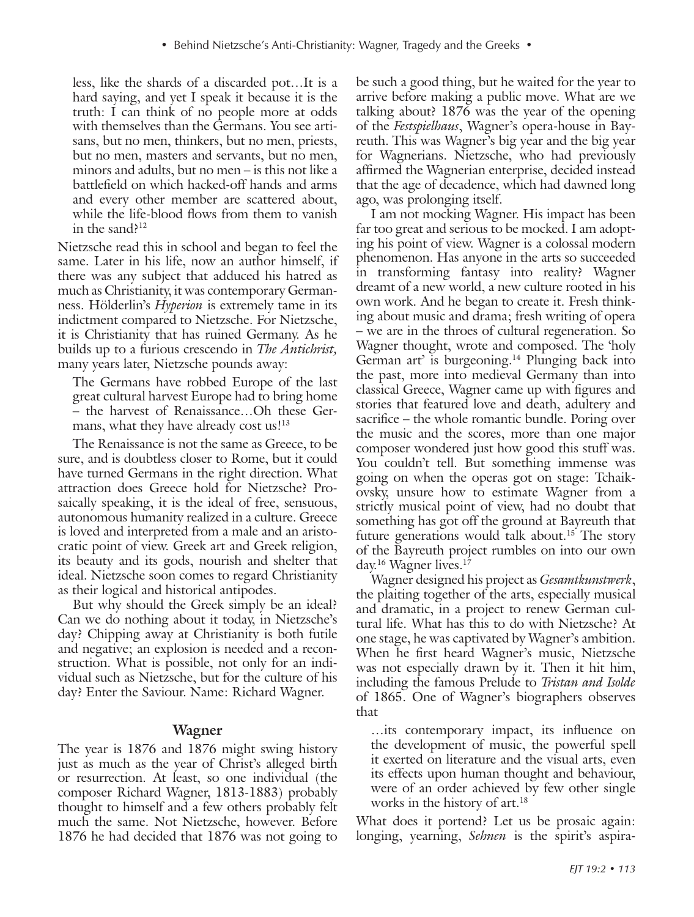less, like the shards of a discarded pot…It is a hard saying, and yet I speak it because it is the truth: I can think of no people more at odds with themselves than the Germans. You see artisans, but no men, thinkers, but no men, priests, but no men, masters and servants, but no men, minors and adults, but no men – is this not like a battlefield on which hacked-off hands and arms and every other member are scattered about, while the life-blood flows from them to vanish in the sand?[12]

Nietzsche read this in school and began to feel the same. Later in his life, now an author himself, if there was any subject that adduced his hatred as much as Christianity, it was contemporary Germanness. Hölderlin's *Hyperion* is extremely tame in its indictment compared to Nietzsche. For Nietzsche, it is Christianity that has ruined Germany. As he builds up to a furious crescendo in *The Antichrist,* many years later, Nietzsche pounds away:

> The Germans have robbed Europe of the last great cultural harvest Europe had to bring home – the harvest of Renaissance…Oh these Germans, what they have already cost us![13]

The Renaissance is not the same as Greece, to be sure, and is doubtless closer to Rome, but it could have turned Germans in the right direction. What attraction does Greece hold for Nietzsche? Prosaically speaking, it is the ideal of free, sensuous, autonomous humanity realized in a culture. Greece is loved and interpreted from a male and an aristocratic point of view. Greek art and Greek religion, its beauty and its gods, nourish and shelter that ideal. Nietzsche soon comes to regard Christianity as their logical and historical antipodes.

But why should the Greek simply be an ideal? Can we do nothing about it today, in Nietzsche's day? Chipping away at Christianity is both futile and negative; an explosion is needed and a reconstruction. What is possible, not only for an individual such as Nietzsche, but for the culture of his day? Enter the Saviour. Name: Richard Wagner.

## Wagner

The year is 1876 and 1876 might swing history just as much as the year of Christ's alleged birth or resurrection. At least, so one individual (the composer Richard Wagner, 1813-1883) probably thought to himself and a few others probably felt much the same. Not Nietzsche, however. Before 1876 he had decided that 1876 was not going to be such a good thing, but he waited for the year to arrive before making a public move. What are we talking about? 1876 was the year of the opening of the *Festspielhaus*, Wagner's opera-house in Bayreuth. This was Wagner's big year and the big year for Wagnerians. Nietzsche, who had previously affirmed the Wagnerian enterprise, decided instead that the age of decadence, which had dawned long ago, was prolonging itself.

I am not mocking Wagner. His impact has been far too great and serious to be mocked. I am adopting his point of view. Wagner is a colossal modern phenomenon. Has anyone in the arts so succeeded in transforming fantasy into reality? Wagner dreamt of a new world, a new culture rooted in his own work. And he began to create it. Fresh thinking about music and drama; fresh writing of opera – we are in the throes of cultural regeneration. So Wagner thought, wrote and composed. The 'holy German art' is burgeoning.[14] Plunging back into the past, more into medieval Germany than into classical Greece, Wagner came up with figures and stories that featured love and death, adultery and sacrifice – the whole romantic bundle. Poring over the music and the scores, more than one major composer wondered just how good this stuff was. You couldn't tell. But something immense was going on when the operas got on stage: Tchaikovsky, unsure how to estimate Wagner from a strictly musical point of view, had no doubt that something has got off the ground at Bayreuth that future generations would talk about.[15] The story of the Bayreuth project rumbles on into our own day.[16] Wagner lives.[17]

Wagner designed his project as *Gesamtkunstwerk*, the plaiting together of the arts, especially musical and dramatic, in a project to renew German cultural life. What has this to do with Nietzsche? At one stage, he was captivated by Wagner's ambition. When he first heard Wagner's music, Nietzsche was not especially drawn by it. Then it hit him, including the famous Prelude to *Tristan and Isolde* of 1865. One of Wagner's biographers observes that

> …its contemporary impact, its influence on the development of music, the powerful spell it exerted on literature and the visual arts, even its effects upon human thought and behaviour, were of an order achieved by few other single works in the history of art.[18]

What does it portend? Let us be prosaic again: longing, yearning, *Sehnen* is the spirit's aspira-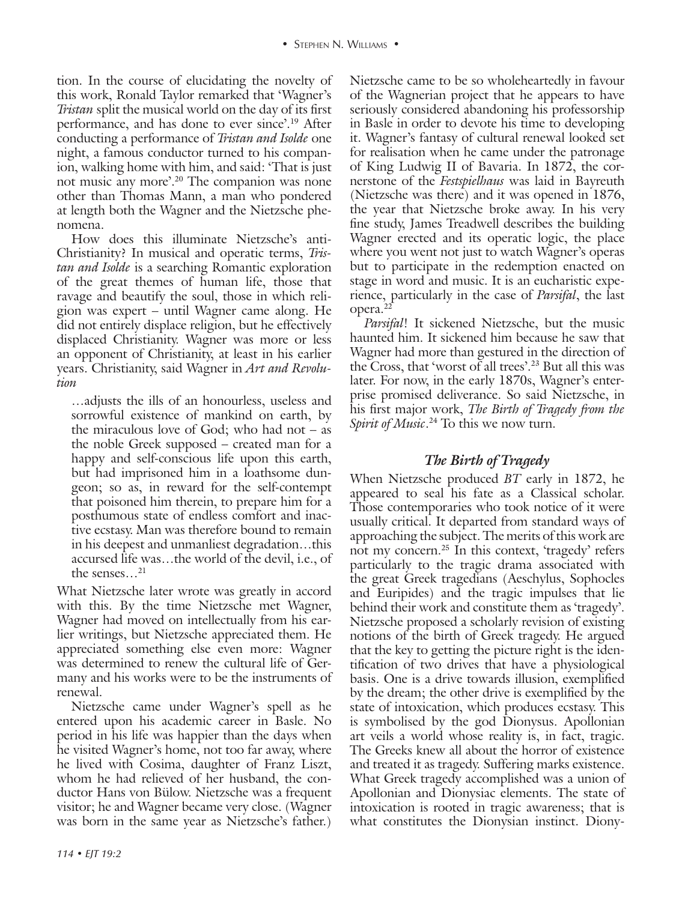tion. In the course of elucidating the novelty of this work, Ronald Taylor remarked that 'Wagner's *Tristan* split the musical world on the day of its first performance, and has done to ever since'.[19] After conducting a performance of *Tristan and Isolde* one night, a famous conductor turned to his companion, walking home with him, and said: 'That is just not music any more'.[20] The companion was none other than Thomas Mann, a man who pondered at length both the Wagner and the Nietzsche phenomena.

How does this illuminate Nietzsche's anti-Christianity? In musical and operatic terms, *Tristan and Isolde* is a searching Romantic exploration of the great themes of human life, those that ravage and beautify the soul, those in which religion was expert – until Wagner came along. He did not entirely displace religion, but he effectively displaced Christianity. Wagner was more or less an opponent of Christianity, at least in his earlier years. Christianity, said Wagner in *Art and Revolution*

> …adjusts the ills of an honourless, useless and sorrowful existence of mankind on earth, by the miraculous love of God; who had not – as the noble Greek supposed – created man for a happy and self-conscious life upon this earth, but had imprisoned him in a loathsome dungeon; so as, in reward for the self-contempt that poisoned him therein, to prepare him for a posthumous state of endless comfort and inactive ecstasy. Man was therefore bound to remain in his deepest and unmanliest degradation…this accursed life was…the world of the devil, i.e., of the senses…[21]

What Nietzsche later wrote was greatly in accord with this. By the time Nietzsche met Wagner, Wagner had moved on intellectually from his earlier writings, but Nietzsche appreciated them. He appreciated something else even more: Wagner was determined to renew the cultural life of Germany and his works were to be the instruments of renewal.

Nietzsche came under Wagner's spell as he entered upon his academic career in Basle. No period in his life was happier than the days when he visited Wagner's home, not too far away, where he lived with Cosima, daughter of Franz Liszt, whom he had relieved of her husband, the conductor Hans von Bülow. Nietzsche was a frequent visitor; he and Wagner became very close. (Wagner was born in the same year as Nietzsche's father.) Nietzsche came to be so wholeheartedly in favour of the Wagnerian project that he appears to have seriously considered abandoning his professorship in Basle in order to devote his time to developing it. Wagner's fantasy of cultural renewal looked set for realisation when he came under the patronage of King Ludwig II of Bavaria. In 1872, the cornerstone of the *Festspielhaus* was laid in Bayreuth (Nietzsche was there) and it was opened in 1876, the year that Nietzsche broke away. In his very fine study, James Treadwell describes the building Wagner erected and its operatic logic, the place where you went not just to watch Wagner's operas but to participate in the redemption enacted on stage in word and music. It is an eucharistic experience, particularly in the case of *Parsifal*, the last opera.[22]

*Parsifal*! It sickened Nietzsche, but the music haunted him. It sickened him because he saw that Wagner had more than gestured in the direction of the Cross, that 'worst of all trees'.[23] But all this was later. For now, in the early 1870s, Wagner's enterprise promised deliverance. So said Nietzsche, in his first major work, *The Birth of Tragedy from the Spirit of Music*.[24] To this we now turn.

## *The Birth of Tragedy*

When Nietzsche produced *BT* early in 1872, he appeared to seal his fate as a Classical scholar. Those contemporaries who took notice of it were usually critical. It departed from standard ways of approaching the subject. The merits of this work are not my concern.[25] In this context, 'tragedy' refers particularly to the tragic drama associated with the great Greek tragedians (Aeschylus, Sophocles and Euripides) and the tragic impulses that lie behind their work and constitute them as 'tragedy'. Nietzsche proposed a scholarly revision of existing notions of the birth of Greek tragedy. He argued that the key to getting the picture right is the identification of two drives that have a physiological basis. One is a drive towards illusion, exemplified by the dream; the other drive is exemplified by the state of intoxication, which produces ecstasy. This is symbolised by the god Dionysus. Apollonian art veils a world whose reality is, in fact, tragic. The Greeks knew all about the horror of existence and treated it as tragedy. Suffering marks existence. What Greek tragedy accomplished was a union of Apollonian and Dionysiac elements. The state of intoxication is rooted in tragic awareness; that is what constitutes the Dionysian instinct. Diony-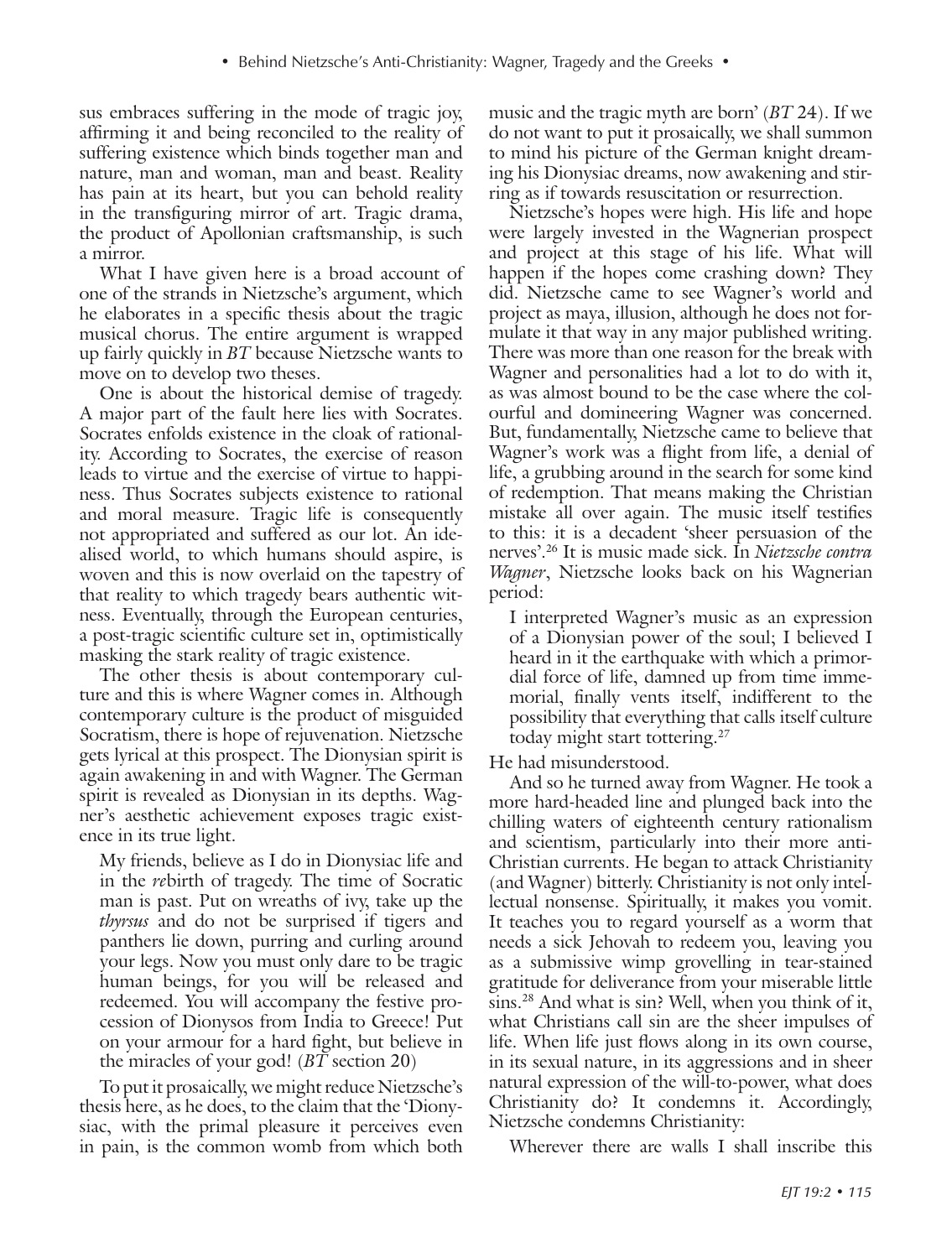sus embraces suffering in the mode of tragic joy, affirming it and being reconciled to the reality of suffering existence which binds together man and nature, man and woman, man and beast. Reality has pain at its heart, but you can behold reality in the transfiguring mirror of art. Tragic drama, the product of Apollonian craftsmanship, is such a mirror.

What I have given here is a broad account of one of the strands in Nietzsche's argument, which he elaborates in a specific thesis about the tragic musical chorus. The entire argument is wrapped up fairly quickly in *BT* because Nietzsche wants to move on to develop two theses.

One is about the historical demise of tragedy. A major part of the fault here lies with Socrates. Socrates enfolds existence in the cloak of rationality. According to Socrates, the exercise of reason leads to virtue and the exercise of virtue to happiness. Thus Socrates subjects existence to rational and moral measure. Tragic life is consequently not appropriated and suffered as our lot. An idealised world, to which humans should aspire, is woven and this is now overlaid on the tapestry of that reality to which tragedy bears authentic witness. Eventually, through the European centuries, a post-tragic scientific culture set in, optimistically masking the stark reality of tragic existence.

The other thesis is about contemporary culture and this is where Wagner comes in. Although contemporary culture is the product of misguided Socratism, there is hope of rejuvenation. Nietzsche gets lyrical at this prospect. The Dionysian spirit is again awakening in and with Wagner. The German spirit is revealed as Dionysian in its depths. Wagner's aesthetic achievement exposes tragic existence in its true light.

> My friends, believe as I do in Dionysiac life and in the *re*birth of tragedy. The time of Socratic man is past. Put on wreaths of ivy, take up the *thyrsus* and do not be surprised if tigers and panthers lie down, purring and curling around your legs. Now you must only dare to be tragic human beings, for you will be released and redeemed. You will accompany the festive procession of Dionysos from India to Greece! Put on your armour for a hard fight, but believe in the miracles of your god! (*BT* section 20)

To put it prosaically, we might reduce Nietzsche's thesis here, as he does, to the claim that the 'Dionysiac, with the primal pleasure it perceives even in pain, is the common womb from which both music and the tragic myth are born' (*BT* 24). If we do not want to put it prosaically, we shall summon to mind his picture of the German knight dreaming his Dionysiac dreams, now awakening and stirring as if towards resuscitation or resurrection.

Nietzsche's hopes were high. His life and hope were largely invested in the Wagnerian prospect and project at this stage of his life. What will happen if the hopes come crashing down? They did. Nietzsche came to see Wagner's world and project as maya, illusion, although he does not formulate it that way in any major published writing. There was more than one reason for the break with Wagner and personalities had a lot to do with it, as was almost bound to be the case where the colourful and domineering Wagner was concerned. But, fundamentally, Nietzsche came to believe that Wagner's work was a flight from life, a denial of life, a grubbing around in the search for some kind of redemption. That means making the Christian mistake all over again. The music itself testifies to this: it is a decadent 'sheer persuasion of the nerves'.[26] It is music made sick. In *Nietzsche contra Wagner*, Nietzsche looks back on his Wagnerian period:

> I interpreted Wagner's music as an expression of a Dionysian power of the soul; I believed I heard in it the earthquake with which a primordial force of life, damned up from time immemorial, finally vents itself, indifferent to the possibility that everything that calls itself culture today might start tottering.[27]

He had misunderstood.

And so he turned away from Wagner. He took a more hard-headed line and plunged back into the chilling waters of eighteenth century rationalism and scientism, particularly into their more anti-Christian currents. He began to attack Christianity (and Wagner) bitterly. Christianity is not only intellectual nonsense. Spiritually, it makes you vomit. It teaches you to regard yourself as a worm that needs a sick Jehovah to redeem you, leaving you as a submissive wimp grovelling in tear-stained gratitude for deliverance from your miserable little sins.[28] And what is sin? Well, when you think of it, what Christians call sin are the sheer impulses of life. When life just flows along in its own course, in its sexual nature, in its aggressions and in sheer natural expression of the will-to-power, what does Christianity do? It condemns it. Accordingly, Nietzsche condemns Christianity:

> Wherever there are walls I shall inscribe this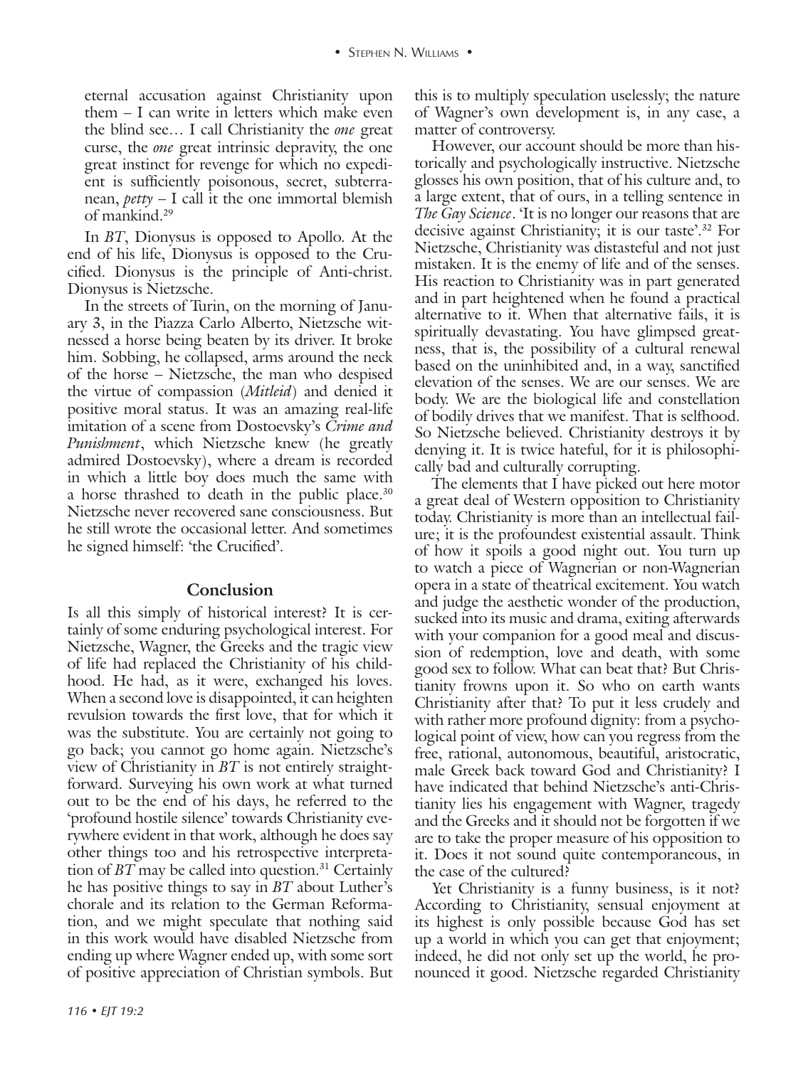eternal accusation against Christianity upon them – I can write in letters which make even the blind see… I call Christianity the *one* great curse, the *one* great intrinsic depravity, the one great instinct for revenge for which no expedient is sufficiently poisonous, secret, subterranean, *petty* – I call it the one immortal blemish of mankind.[29]

In *BT*, Dionysus is opposed to Apollo. At the end of his life, Dionysus is opposed to the Crucified. Dionysus is the principle of Anti-christ. Dionysus is Nietzsche.

In the streets of Turin, on the morning of January 3, in the Piazza Carlo Alberto, Nietzsche witnessed a horse being beaten by its driver. It broke him. Sobbing, he collapsed, arms around the neck of the horse – Nietzsche, the man who despised the virtue of compassion (*Mitleid*) and denied it positive moral status. It was an amazing real-life imitation of a scene from Dostoevsky's *Crime and Punishment*, which Nietzsche knew (he greatly admired Dostoevsky), where a dream is recorded in which a little boy does much the same with a horse thrashed to death in the public place.[30] Nietzsche never recovered sane consciousness. But he still wrote the occasional letter. And sometimes he signed himself: 'the Crucified'.

## Conclusion

Is all this simply of historical interest? It is certainly of some enduring psychological interest. For Nietzsche, Wagner, the Greeks and the tragic view of life had replaced the Christianity of his childhood. He had, as it were, exchanged his loves. When a second love is disappointed, it can heighten revulsion towards the first love, that for which it was the substitute. You are certainly not going to go back; you cannot go home again. Nietzsche's view of Christianity in *BT* is not entirely straightforward. Surveying his own work at what turned out to be the end of his days, he referred to the 'profound hostile silence' towards Christianity everywhere evident in that work, although he does say other things too and his retrospective interpretation of *BT* may be called into question.[31] Certainly he has positive things to say in *BT* about Luther's chorale and its relation to the German Reformation, and we might speculate that nothing said in this work would have disabled Nietzsche from ending up where Wagner ended up, with some sort of positive appreciation of Christian symbols. But this is to multiply speculation uselessly; the nature of Wagner's own development is, in any case, a matter of controversy.

However, our account should be more than historically and psychologically instructive. Nietzsche glosses his own position, that of his culture and, to a large extent, that of ours, in a telling sentence in *The Gay Science*. 'It is no longer our reasons that are decisive against Christianity; it is our taste'.[32] For Nietzsche, Christianity was distasteful and not just mistaken. It is the enemy of life and of the senses. His reaction to Christianity was in part generated and in part heightened when he found a practical alternative to it. When that alternative fails, it is spiritually devastating. You have glimpsed greatness, that is, the possibility of a cultural renewal based on the uninhibited and, in a way, sanctified elevation of the senses. We are our senses. We are body. We are the biological life and constellation of bodily drives that we manifest. That is selfhood. So Nietzsche believed. Christianity destroys it by denying it. It is twice hateful, for it is philosophically bad and culturally corrupting.

The elements that I have picked out here motor a great deal of Western opposition to Christianity today. Christianity is more than an intellectual failure; it is the profoundest existential assault. Think of how it spoils a good night out. You turn up to watch a piece of Wagnerian or non-Wagnerian opera in a state of theatrical excitement. You watch and judge the aesthetic wonder of the production, sucked into its music and drama, exiting afterwards with your companion for a good meal and discussion of redemption, love and death, with some good sex to follow. What can beat that? But Christianity frowns upon it. So who on earth wants Christianity after that? To put it less crudely and with rather more profound dignity: from a psychological point of view, how can you regress from the free, rational, autonomous, beautiful, aristocratic, male Greek back toward God and Christianity? I have indicated that behind Nietzsche's anti-Christianity lies his engagement with Wagner, tragedy and the Greeks and it should not be forgotten if we are to take the proper measure of his opposition to it. Does it not sound quite contemporaneous, in the case of the cultured?

Yet Christianity is a funny business, is it not? According to Christianity, sensual enjoyment at its highest is only possible because God has set up a world in which you can get that enjoyment; indeed, he did not only set up the world, he pronounced it good. Nietzsche regarded Christianity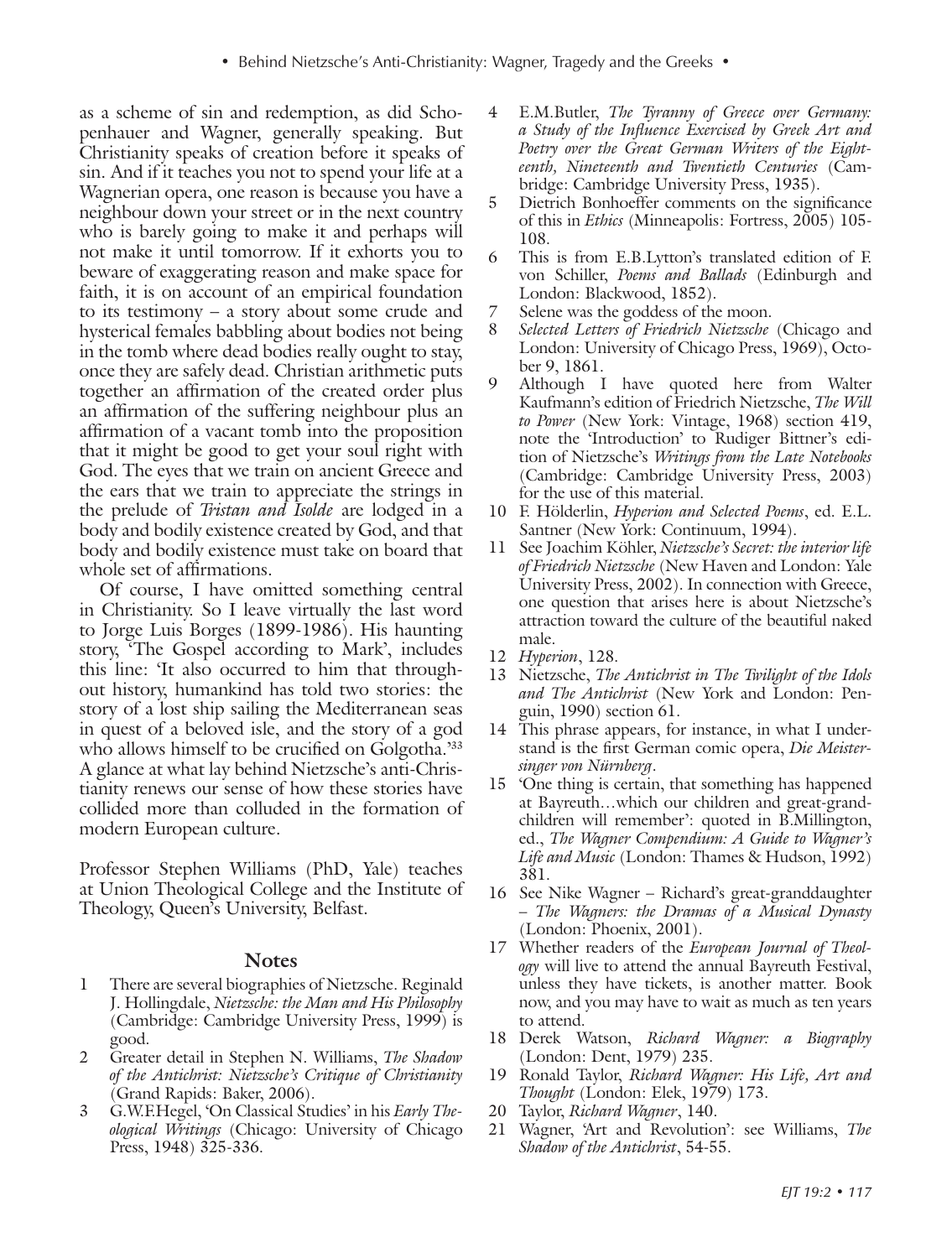as a scheme of sin and redemption, as did Schopenhauer and Wagner, generally speaking. But Christianity speaks of creation before it speaks of sin. And if it teaches you not to spend your life at a Wagnerian opera, one reason is because you have a neighbour down your street or in the next country who is barely going to make it and perhaps will not make it until tomorrow. If it exhorts you to beware of exaggerating reason and make space for faith, it is on account of an empirical foundation to its testimony – a story about some crude and hysterical females babbling about bodies not being in the tomb where dead bodies really ought to stay, once they are safely dead. Christian arithmetic puts together an affirmation of the created order plus an affirmation of the suffering neighbour plus an affirmation of a vacant tomb into the proposition that it might be good to get your soul right with God. The eyes that we train on ancient Greece and the ears that we train to appreciate the strings in the prelude of *Tristan and Isolde* are lodged in a body and bodily existence created by God, and that body and bodily existence must take on board that whole set of affirmations.

Of course, I have omitted something central in Christianity. So I leave virtually the last word to Jorge Luis Borges (1899-1986). His haunting story, 'The Gospel according to Mark', includes this line: 'It also occurred to him that throughout history, humankind has told two stories: the story of a lost ship sailing the Mediterranean seas in quest of a beloved isle, and the story of a god who allows himself to be crucified on Golgotha.'[33] A glance at what lay behind Nietzsche's anti-Christianity renews our sense of how these stories have collided more than colluded in the formation of modern European culture.

Professor Stephen Williams (PhD, Yale) teaches at Union Theological College and the Institute of Theology, Queen's University, Belfast.

## Notes

1. There are several biographies of Nietzsche. Reginald J. Hollingdale, *Nietzsche: the Man and His Philosophy* (Cambridge: Cambridge University Press, 1999) is good.
2. Greater detail in Stephen N. Williams, *The Shadow of the Antichrist: Nietzsche's Critique of Christianity* (Grand Rapids: Baker, 2006).
3. G.W.F.Hegel, 'On Classical Studies' in his *Early Theological Writings* (Chicago: University of Chicago Press, 1948) 325-336.
4. E.M.Butler, *The Tyranny of Greece over Germany: a Study of the Influence Exercised by Greek Art and Poetry over the Great German Writers of the Eighteenth, Nineteenth and Twentieth Centuries* (Cambridge: Cambridge University Press, 1935).
5. Dietrich Bonhoeffer comments on the significance of this in *Ethics* (Minneapolis: Fortress, 2005) 105-108.
6. This is from E.B.Lytton's translated edition of F. von Schiller, *Poems and Ballads* (Edinburgh and London: Blackwood, 1852).
7. Selene was the goddess of the moon.
8. *Selected Letters of Friedrich Nietzsche* (Chicago and London: University of Chicago Press, 1969), October 9, 1861.
9. Although I have quoted here from Walter Kaufmann's edition of Friedrich Nietzsche, *The Will to Power* (New York: Vintage, 1968) section 419, note the 'Introduction' to Rudiger Bittner's edition of Nietzsche's *Writings from the Late Notebooks* (Cambridge: Cambridge University Press, 2003) for the use of this material.
10. F. Hölderlin, *Hyperion and Selected Poems*, ed. E.L. Santner (New York: Continuum, 1994).
11. See Joachim Köhler, *Nietzsche's Secret: the interior life of Friedrich Nietzsche* (New Haven and London: Yale University Press, 2002). In connection with Greece, one question that arises here is about Nietzsche's attraction toward the culture of the beautiful naked male.
12. *Hyperion*, 128.
13. Nietzsche, *The Antichrist in The Twilight of the Idols and The Antichrist* (New York and London: Penguin, 1990) section 61.
14. This phrase appears, for instance, in what I understand is the first German comic opera, *Die Meistersinger von Nürnberg*.
15. 'One thing is certain, that something has happened at Bayreuth…which our children and great-grandchildren will remember': quoted in B.Millington, ed., *The Wagner Compendium: A Guide to Wagner's Life and Music* (London: Thames & Hudson, 1992) 381.
16. See Nike Wagner – Richard's great-granddaughter – *The Wagners: the Dramas of a Musical Dynasty* (London: Phoenix, 2001).
17. Whether readers of the *European Journal of Theology* will live to attend the annual Bayreuth Festival, unless they have tickets, is another matter. Book now, and you may have to wait as much as ten years to attend.
18. Derek Watson, *Richard Wagner: a Biography* (London: Dent, 1979) 235.
19. Ronald Taylor, *Richard Wagner: His Life, Art and Thought* (London: Elek, 1979) 173.
20. Taylor, *Richard Wagner*, 140.
21. Wagner, 'Art and Revolution': see Williams, *The Shadow of the Antichrist*, 54-55.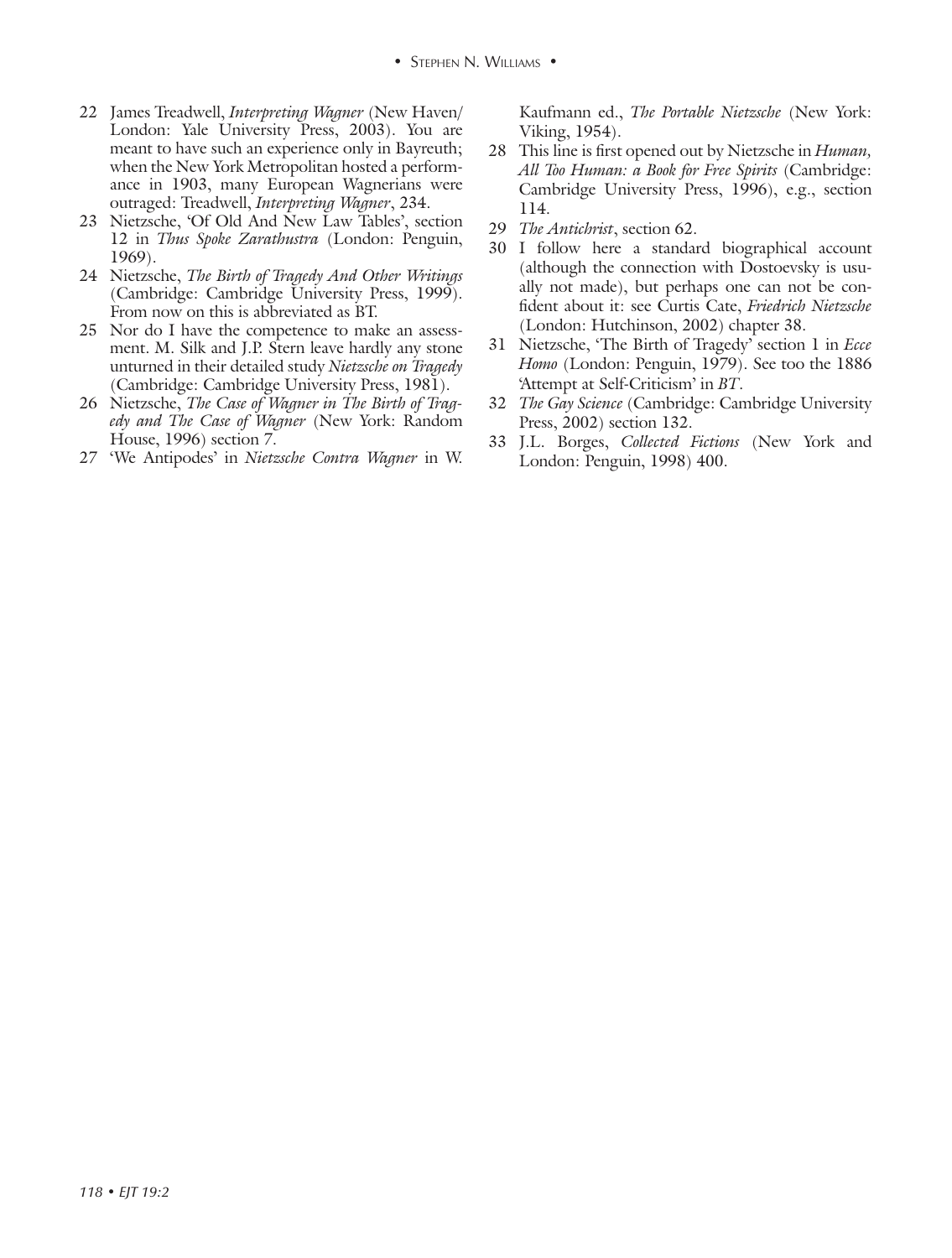22 James Treadwell, *Interpreting Wagner* (New Haven/London: Yale University Press, 2003). You are meant to have such an experience only in Bayreuth; when the New York Metropolitan hosted a performance in 1903, many European Wagnerians were outraged: Treadwell, *Interpreting Wagner*, 234.

23 Nietzsche, 'Of Old And New Law Tables', section 12 in *Thus Spoke Zarathustra* (London: Penguin, 1969).

24 Nietzsche, *The Birth of Tragedy And Other Writings* (Cambridge: Cambridge University Press, 1999). From now on this is abbreviated as BT.

25 Nor do I have the competence to make an assessment. M. Silk and J.P. Stern leave hardly any stone unturned in their detailed study *Nietzsche on Tragedy* (Cambridge: Cambridge University Press, 1981).

26 Nietzsche, *The Case of Wagner in The Birth of Tragedy and The Case of Wagner* (New York: Random House, 1996) section 7.

27 'We Antipodes' in *Nietzsche Contra Wagner* in W. Kaufmann ed., *The Portable Nietzsche* (New York: Viking, 1954).

28 This line is first opened out by Nietzsche in *Human, All Too Human: a Book for Free Spirits* (Cambridge: Cambridge University Press, 1996), e.g., section 114.

29 *The Antichrist*, section 62.

30 I follow here a standard biographical account (although the connection with Dostoevsky is usually not made), but perhaps one can not be confident about it: see Curtis Cate, *Friedrich Nietzsche* (London: Hutchinson, 2002) chapter 38.

31 Nietzsche, 'The Birth of Tragedy' section 1 in *Ecce Homo* (London: Penguin, 1979). See too the 1886 'Attempt at Self-Criticism' in *BT*.

32 *The Gay Science* (Cambridge: Cambridge University Press, 2002) section 132.

33 J.L. Borges, *Collected Fictions* (New York and London: Penguin, 1998) 400.